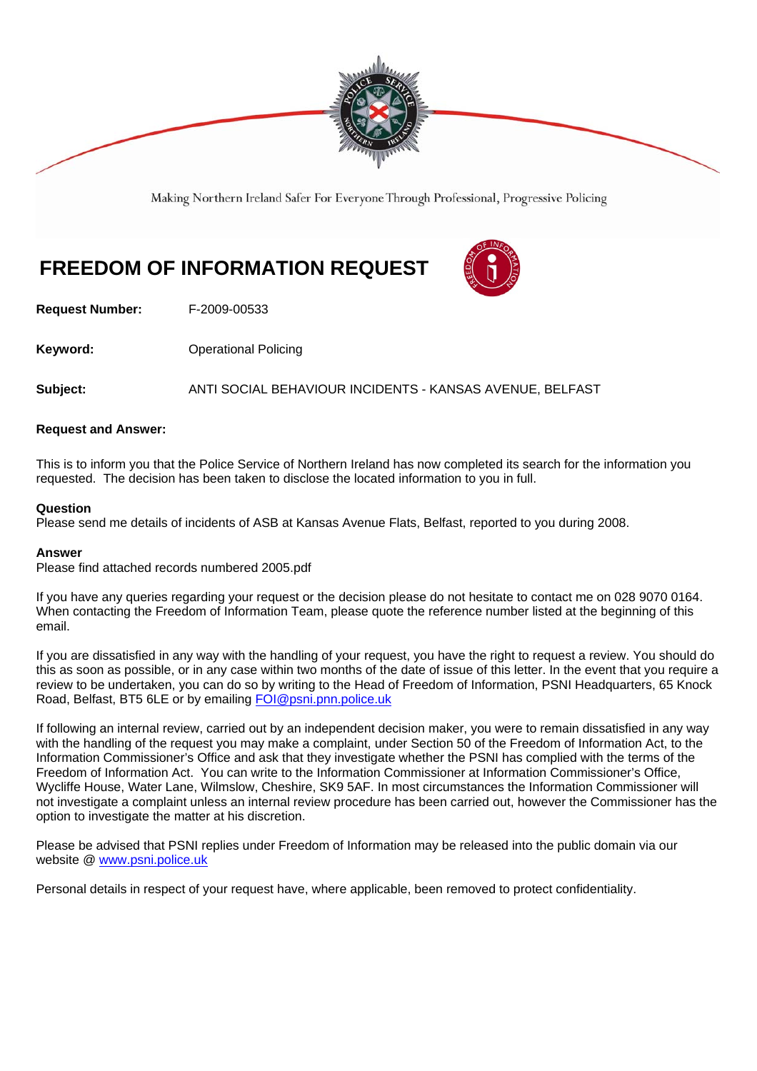Making Northern Ireland Safer For Everyone Through Professional, Progressive Policing

# FREEDOM OF INFORMATION REQUEST

**Request Number:** F-2009-00533

**Keyword:** Operational Policing

**Subject:** ANTI SOCIAL BEHAVIOUR INCIDENTS - KANSAS AVENUE, BELFAST

**Request and Answer:**

This is to inform you that the Police Service of Northern Ireland has now completed its search for the information you requested. The decision has been taken to disclose the located information to you in full.

**Question**
Please send me details of incidents of ASB at Kansas Avenue Flats, Belfast, reported to you during 2008.

**Answer**
Please find attached records numbered 2005.pdf

If you have any queries regarding your request or the decision please do not hesitate to contact me on 028 9070 0164. When contacting the Freedom of Information Team, please quote the reference number listed at the beginning of this email.

If you are dissatisfied in any way with the handling of your request, you have the right to request a review. You should do this as soon as possible, or in any case within two months of the date of issue of this letter. In the event that you require a review to be undertaken, you can do so by writing to the Head of Freedom of Information, PSNI Headquarters, 65 Knock Road, Belfast, BT5 6LE or by emailing FOI@psni.pnn.police.uk

If following an internal review, carried out by an independent decision maker, you were to remain dissatisfied in any way with the handling of the request you may make a complaint, under Section 50 of the Freedom of Information Act, to the Information Commissioner's Office and ask that they investigate whether the PSNI has complied with the terms of the Freedom of Information Act. You can write to the Information Commissioner at Information Commissioner's Office, Wycliffe House, Water Lane, Wilmslow, Cheshire, SK9 5AF. In most circumstances the Information Commissioner will not investigate a complaint unless an internal review procedure has been carried out, however the Commissioner has the option to investigate the matter at his discretion.

Please be advised that PSNI replies under Freedom of Information may be released into the public domain via our website @ www.psni.police.uk

Personal details in respect of your request have, where applicable, been removed to protect confidentiality.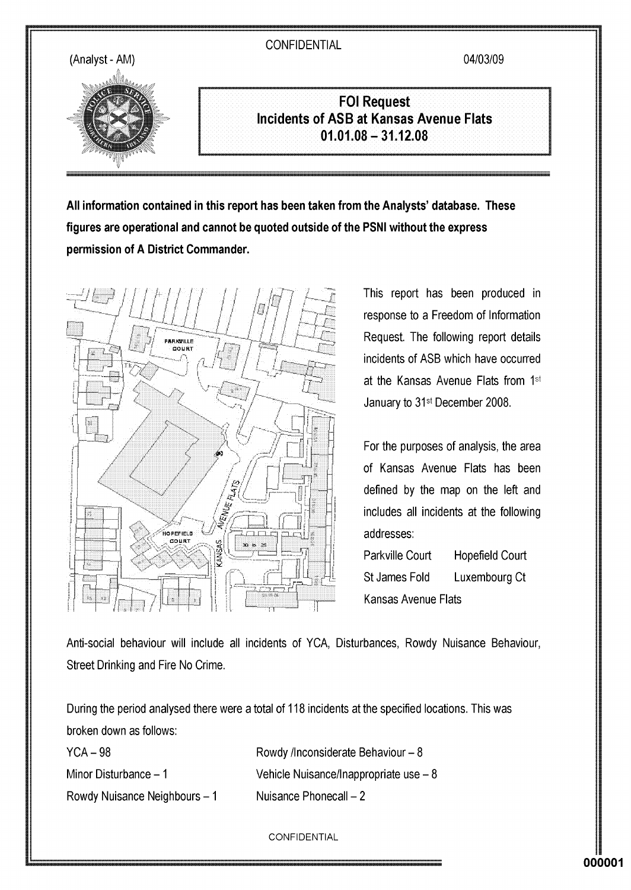CONFIDENTIAL

(Analyst - AM)

04/03/09

# FOI Request
## Incidents of ASB at Kansas Avenue Flats
## 01.01.08 – 31.12.08

**All information contained in this report has been taken from the Analysts' database. These figures are operational and cannot be quoted outside of the PSNI without the express permission of A District Commander.**

This report has been produced in response to a Freedom of Information Request. The following report details incidents of ASB which have occurred at the Kansas Avenue Flats from 1st January to 31st December 2008.

For the purposes of analysis, the area of Kansas Avenue Flats has been defined by the map on the left and includes all incidents at the following addresses:

| | |
|---|---|
| Parkville Court | Hopefield Court |
| St James Fold | Luxembourg Ct |
| Kansas Avenue Flats | |

Anti-social behaviour will include all incidents of YCA, Disturbances, Rowdy Nuisance Behaviour, Street Drinking and Fire No Crime.

During the period analysed there were a total of 118 incidents at the specified locations. This was broken down as follows:

| | |
|---|---|
| YCA – 98 | Rowdy /Inconsiderate Behaviour – 8 |
| Minor Disturbance – 1 | Vehicle Nuisance/Inappropriate use – 8 |
| Rowdy Nuisance Neighbours – 1 | Nuisance Phonecall – 2 |

CONFIDENTIAL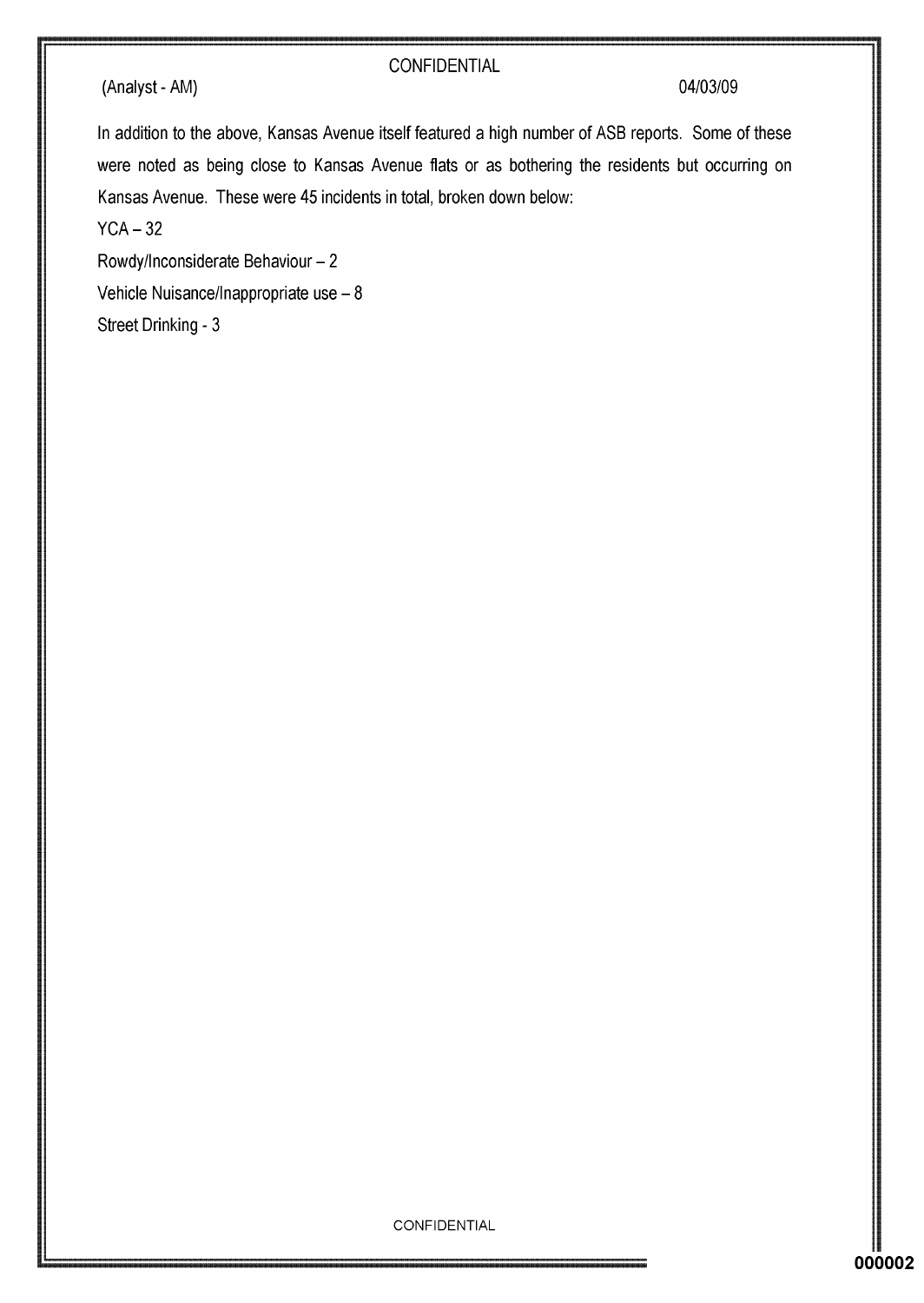In addition to the above, Kansas Avenue itself featured a high number of ASB reports. Some of these were noted as being close to Kansas Avenue flats or as bothering the residents but occurring on Kansas Avenue. These were 45 incidents in total, broken down below:

YCA – 32

Rowdy/Inconsiderate Behaviour – 2

Vehicle Nuisance/Inappropriate use – 8

Street Drinking - 3